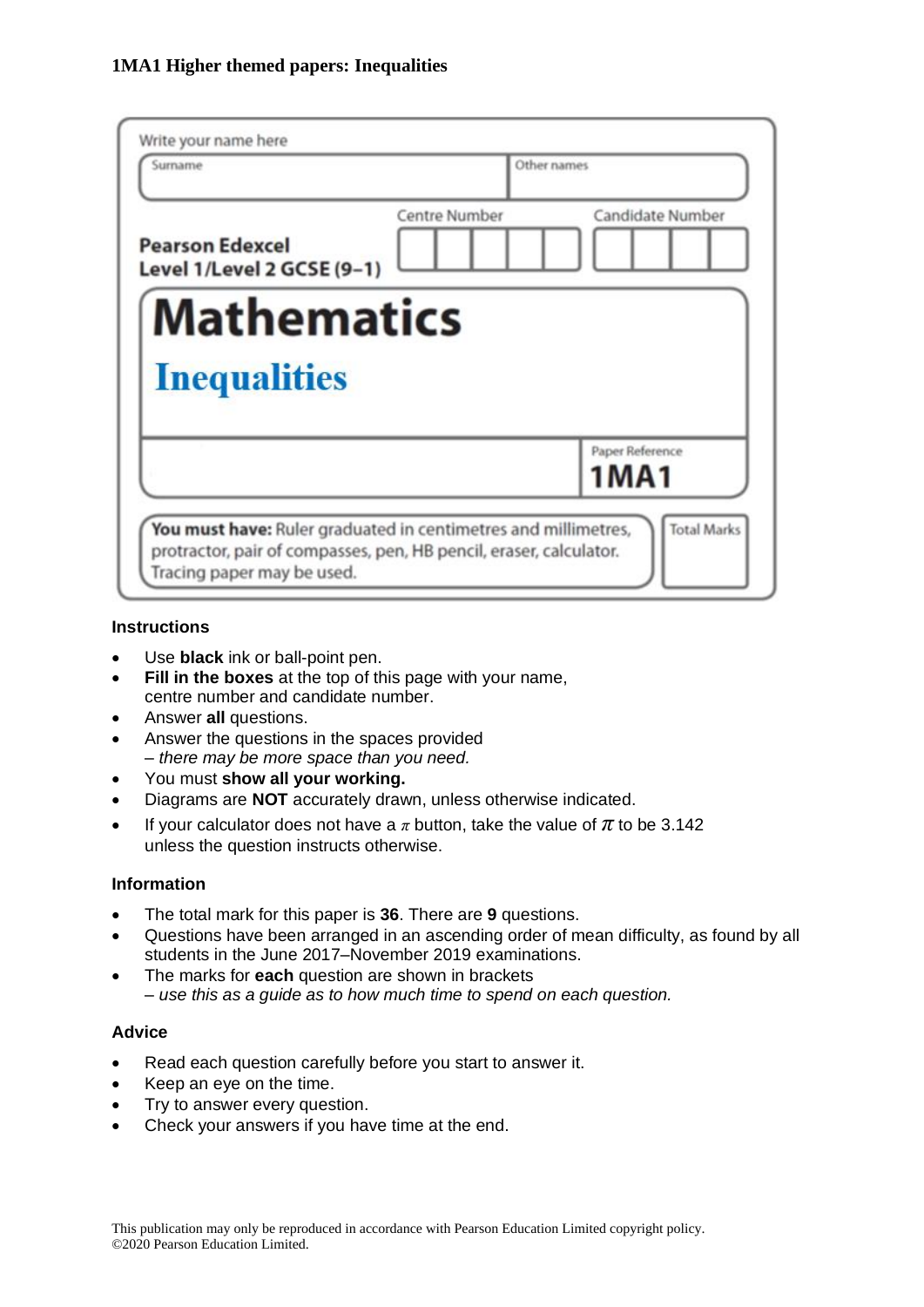**1MA1 Higher themed papers: Inequalities**

Write your name here

| Surname | Other names |
|---|---|
| | |

**Pearson Edexcel**
**Level 1/Level 2 GCSE (9–1)**

Centre Number | Candidate Number

# Mathematics

## Inequalities

Paper Reference **1MA1**

**You must have:** Ruler graduated in centimetres and millimetres, protractor, pair of compasses, pen, HB pencil, eraser, calculator. Tracing paper may be used.

Total Marks

### Instructions

- Use **black** ink or ball-point pen.
- **Fill in the boxes** at the top of this page with your name, centre number and candidate number.
- Answer **all** questions.
- Answer the questions in the spaces provided
  *– there may be more space than you need.*
- You must **show all your working.**
- Diagrams are **NOT** accurately drawn, unless otherwise indicated.
- If your calculator does not have a $\pi$ button, take the value of $\pi$ to be 3.142 unless the question instructs otherwise.

### Information

- The total mark for this paper is **36**. There are **9** questions.
- Questions have been arranged in an ascending order of mean difficulty, as found by all students in the June 2017–November 2019 examinations.
- The marks for **each** question are shown in brackets
  *– use this as a guide as to how much time to spend on each question.*

### Advice

- Read each question carefully before you start to answer it.
- Keep an eye on the time.
- Try to answer every question.
- Check your answers if you have time at the end.

This publication may only be reproduced in accordance with Pearson Education Limited copyright policy.
©2020 Pearson Education Limited.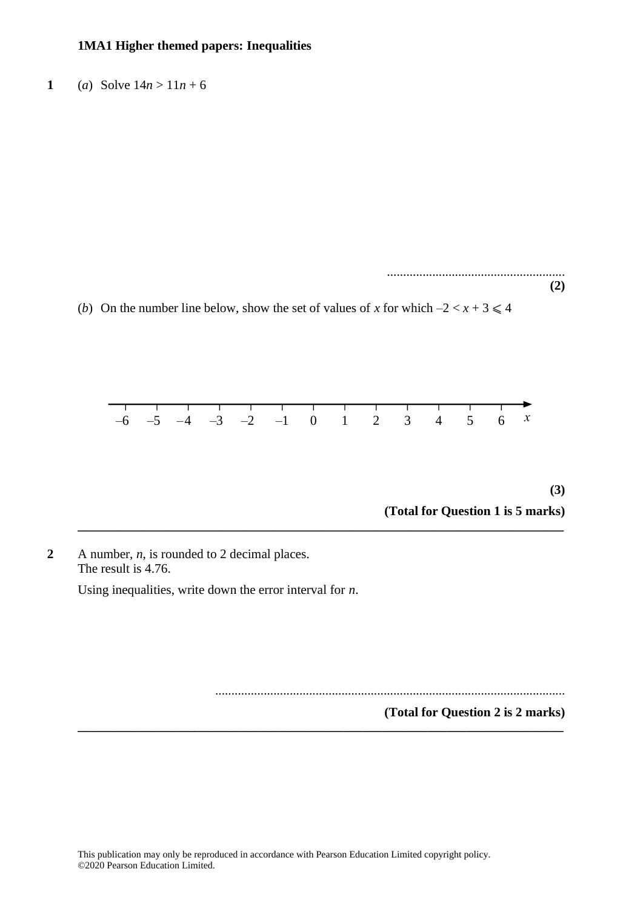**1MA1 Higher themed papers: Inequalities**

**1** (*a*) Solve $14n > 11n + 6$

.......................................................

**(2)**

(*b*) On the number line below, show the set of values of $x$ for which $-2 < x + 3 \leqslant 4$

$-6 \quad -5 \quad -4 \quad -3 \quad -2 \quad -1 \quad 0 \quad 1 \quad 2 \quad 3 \quad 4 \quad 5 \quad 6 \quad x$

**(3)**

**(Total for Question 1 is 5 marks)**

---

**2** A number, $n$, is rounded to 2 decimal places.
The result is 4.76.

Using inequalities, write down the error interval for $n$.

..........................................................................................................

**(Total for Question 2 is 2 marks)**

---

This publication may only be reproduced in accordance with Pearson Education Limited copyright policy.
©2020 Pearson Education Limited.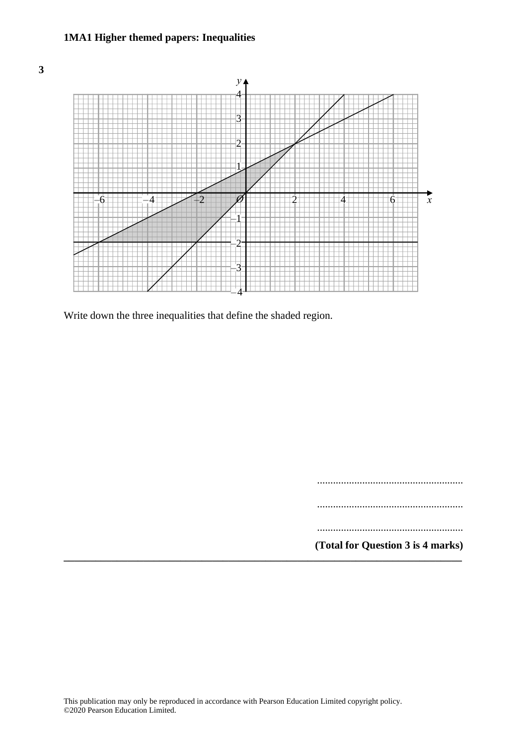**3**

Write down the three inequalities that define the shaded region.

.......................................................

.......................................................

.......................................................

**(Total for Question 3 is 4 marks)**

---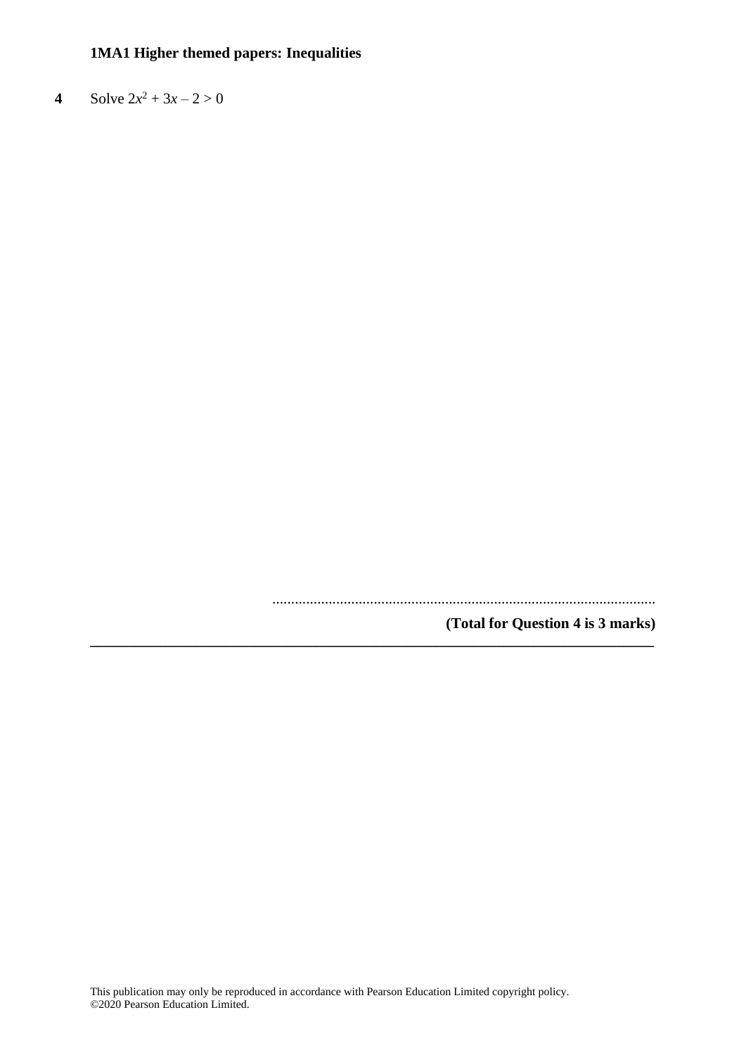**4** Solve $2x^2 + 3x - 2 > 0$

.......................................................................................................

**(Total for Question 4 is 3 marks)**

---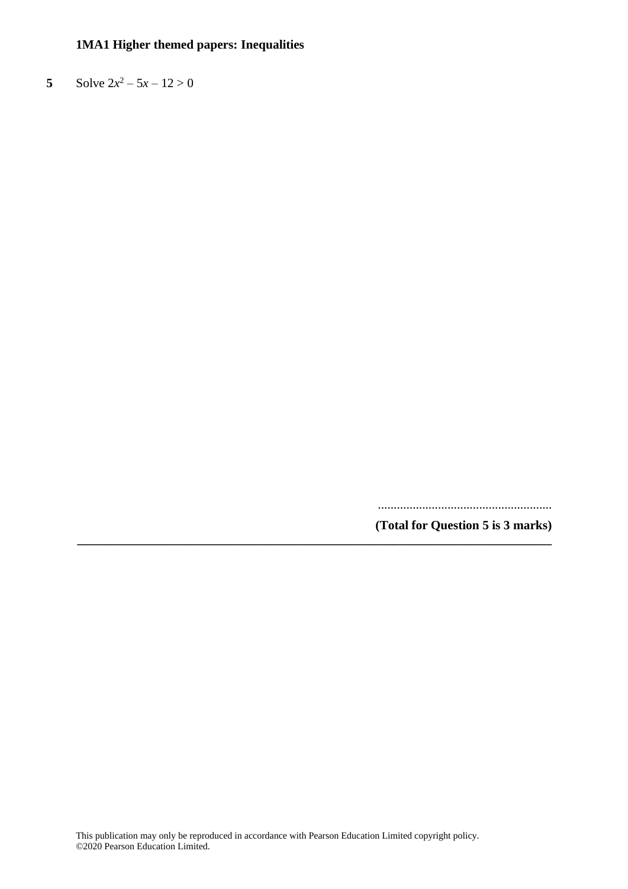**5** Solve $2x^2 - 5x - 12 > 0$

......................................................

**(Total for Question 5 is 3 marks)**

---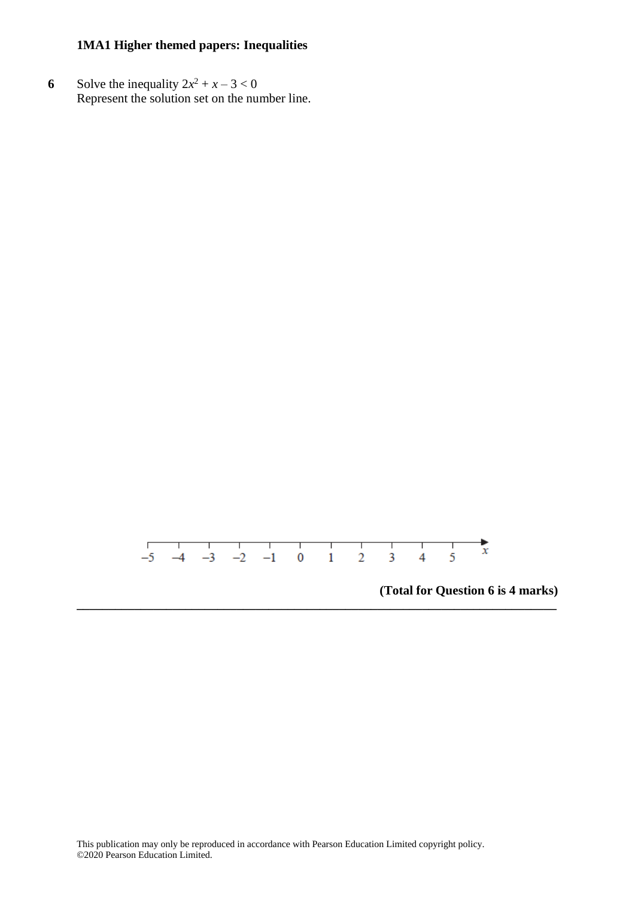**6** Solve the inequality $2x^2 + x - 3 < 0$
Represent the solution set on the number line.

$-5 \quad -4 \quad -3 \quad -2 \quad -1 \quad 0 \quad 1 \quad 2 \quad 3 \quad 4 \quad 5 \quad x$

**(Total for Question 6 is 4 marks)**

---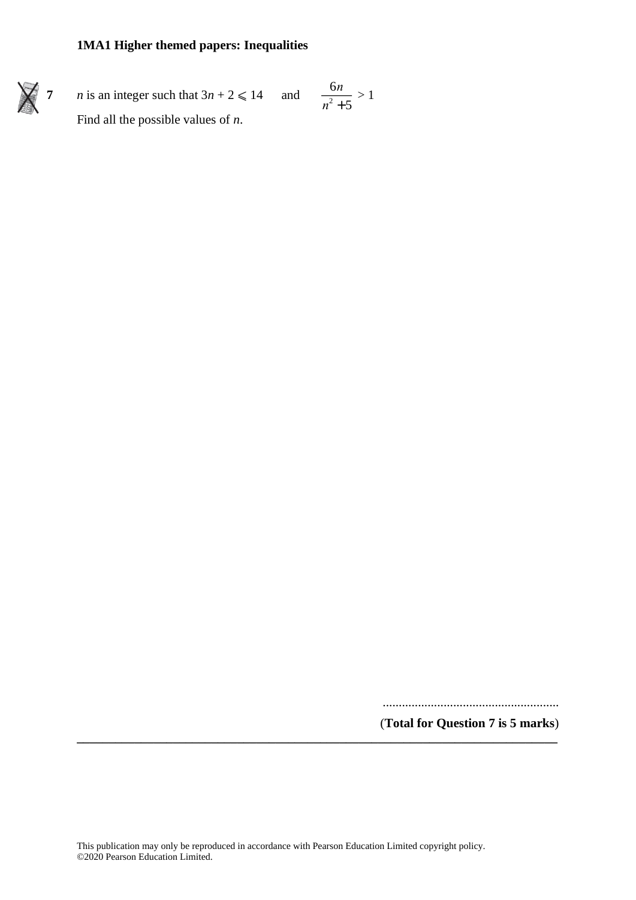**7** $n$ is an integer such that $3n + 2 \leqslant 14$ and $\dfrac{6n}{n^2 + 5} > 1$

Find all the possible values of $n$.

.......................................................

(**Total for Question 7 is 5 marks**)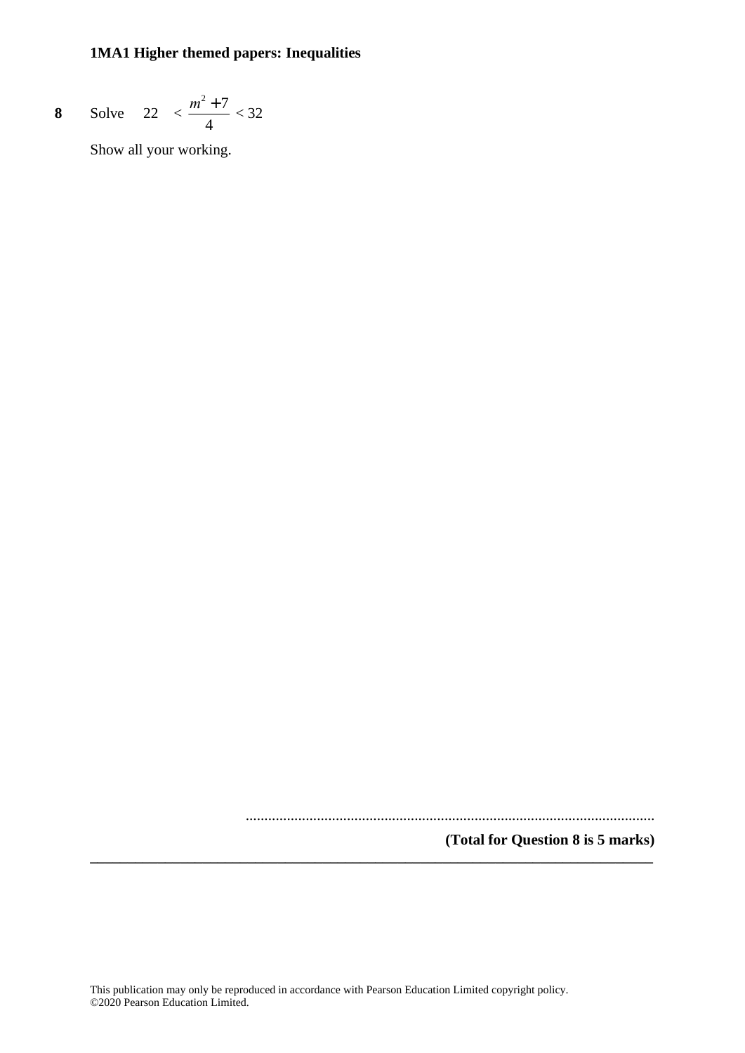**8** Solve $22 < \dfrac{m^2 + 7}{4} < 32$

Show all your working.

..........................................................................................................

**(Total for Question 8 is 5 marks)**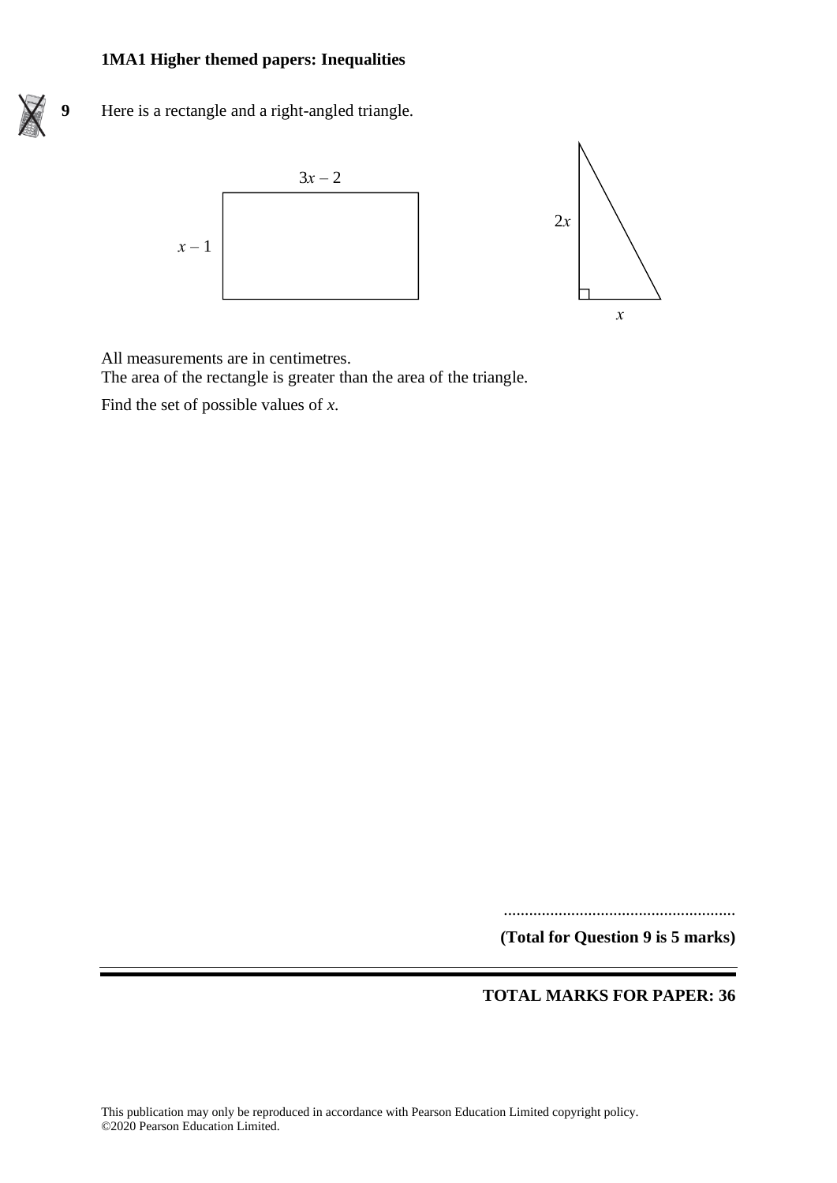**9** Here is a rectangle and a right-angled triangle.

$3x - 2$

$x - 1$

$2x$

$x$

All measurements are in centimetres.
The area of the rectangle is greater than the area of the triangle.

Find the set of possible values of $x$.

.......................................................

**(Total for Question 9 is 5 marks)**

---

**TOTAL MARKS FOR PAPER: 36**